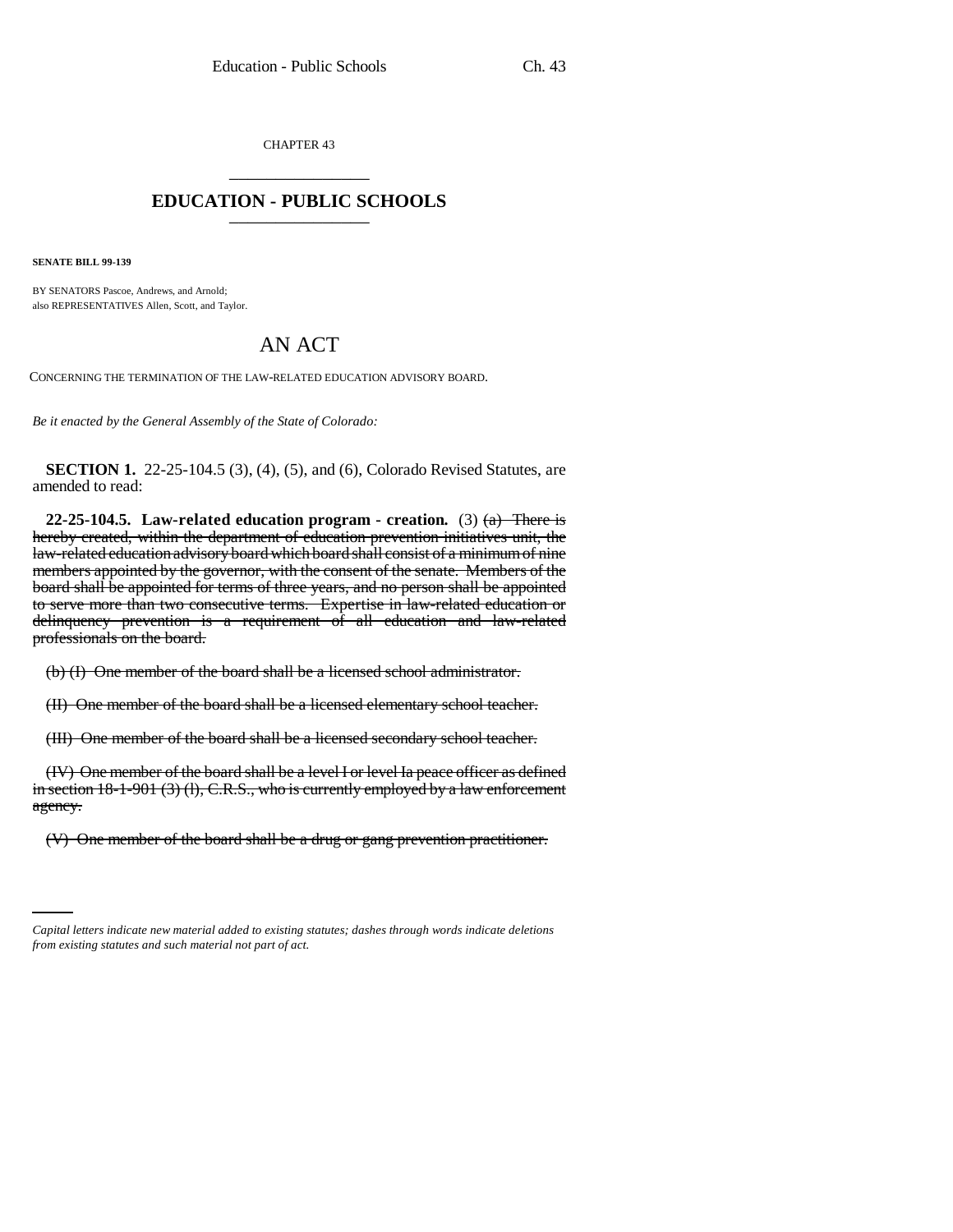CHAPTER 43

# EDUCATION - PUBLIC SCHOOLS

**SENATE BILL 99-139**

BY SENATORS Pascoe, Andrews, and Arnold;
also REPRESENTATIVES Allen, Scott, and Taylor.

## AN ACT

CONCERNING THE TERMINATION OF THE LAW-RELATED EDUCATION ADVISORY BOARD.

*Be it enacted by the General Assembly of the State of Colorado:*

**SECTION 1.** 22-25-104.5 (3), (4), (5), and (6), Colorado Revised Statutes, are amended to read:

**22-25-104.5. Law-related education program - creation.** (3) ~~(a) There is hereby created, within the department of education prevention initiatives unit, the law-related education advisory board which board shall consist of a minimum of nine members appointed by the governor, with the consent of the senate. Members of the board shall be appointed for terms of three years, and no person shall be appointed to serve more than two consecutive terms. Expertise in law-related education or delinquency prevention is a requirement of all education and law-related professionals on the board.~~

~~(b) (I) One member of the board shall be a licensed school administrator.~~

~~(II) One member of the board shall be a licensed elementary school teacher.~~

~~(III) One member of the board shall be a licensed secondary school teacher.~~

~~(IV) One member of the board shall be a level I or level Ia peace officer as defined in section 18-1-901 (3) (l), C.R.S., who is currently employed by a law enforcement agency.~~

~~(V) One member of the board shall be a drug or gang prevention practitioner.~~

*Capital letters indicate new material added to existing statutes; dashes through words indicate deletions from existing statutes and such material not part of act.*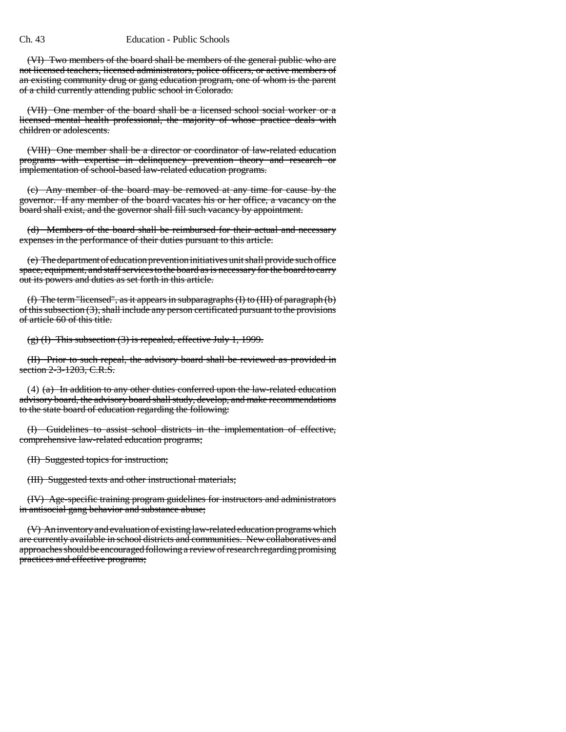(VI) Two members of the board shall be members of the general public who are not licensed teachers, licensed administrators, police officers, or active members of an existing community drug or gang education program, one of whom is the parent of a child currently attending public school in Colorado.

(VII) One member of the board shall be a licensed school social worker or a licensed mental health professional, the majority of whose practice deals with children or adolescents.

(VIII) One member shall be a director or coordinator of law-related education programs with expertise in delinquency prevention theory and research or implementation of school-based law-related education programs.

(c) Any member of the board may be removed at any time for cause by the governor. If any member of the board vacates his or her office, a vacancy on the board shall exist, and the governor shall fill such vacancy by appointment.

(d) Members of the board shall be reimbursed for their actual and necessary expenses in the performance of their duties pursuant to this article.

(e) The department of education prevention initiatives unit shall provide such office space, equipment, and staff services to the board as is necessary for the board to carry out its powers and duties as set forth in this article.

(f) The term "licensed", as it appears in subparagraphs (I) to (III) of paragraph (b) of this subsection (3), shall include any person certificated pursuant to the provisions of article 60 of this title.

(g) (I) This subsection (3) is repealed, effective July 1, 1999.

(II) Prior to such repeal, the advisory board shall be reviewed as provided in section 2-3-1203, C.R.S.

(4) (a) In addition to any other duties conferred upon the law-related education advisory board, the advisory board shall study, develop, and make recommendations to the state board of education regarding the following:

(I) Guidelines to assist school districts in the implementation of effective, comprehensive law-related education programs;

(II) Suggested topics for instruction;

(III) Suggested texts and other instructional materials;

(IV) Age-specific training program guidelines for instructors and administrators in antisocial gang behavior and substance abuse;

(V) An inventory and evaluation of existing law-related education programs which are currently available in school districts and communities. New collaboratives and approaches should be encouraged following a review of research regarding promising practices and effective programs;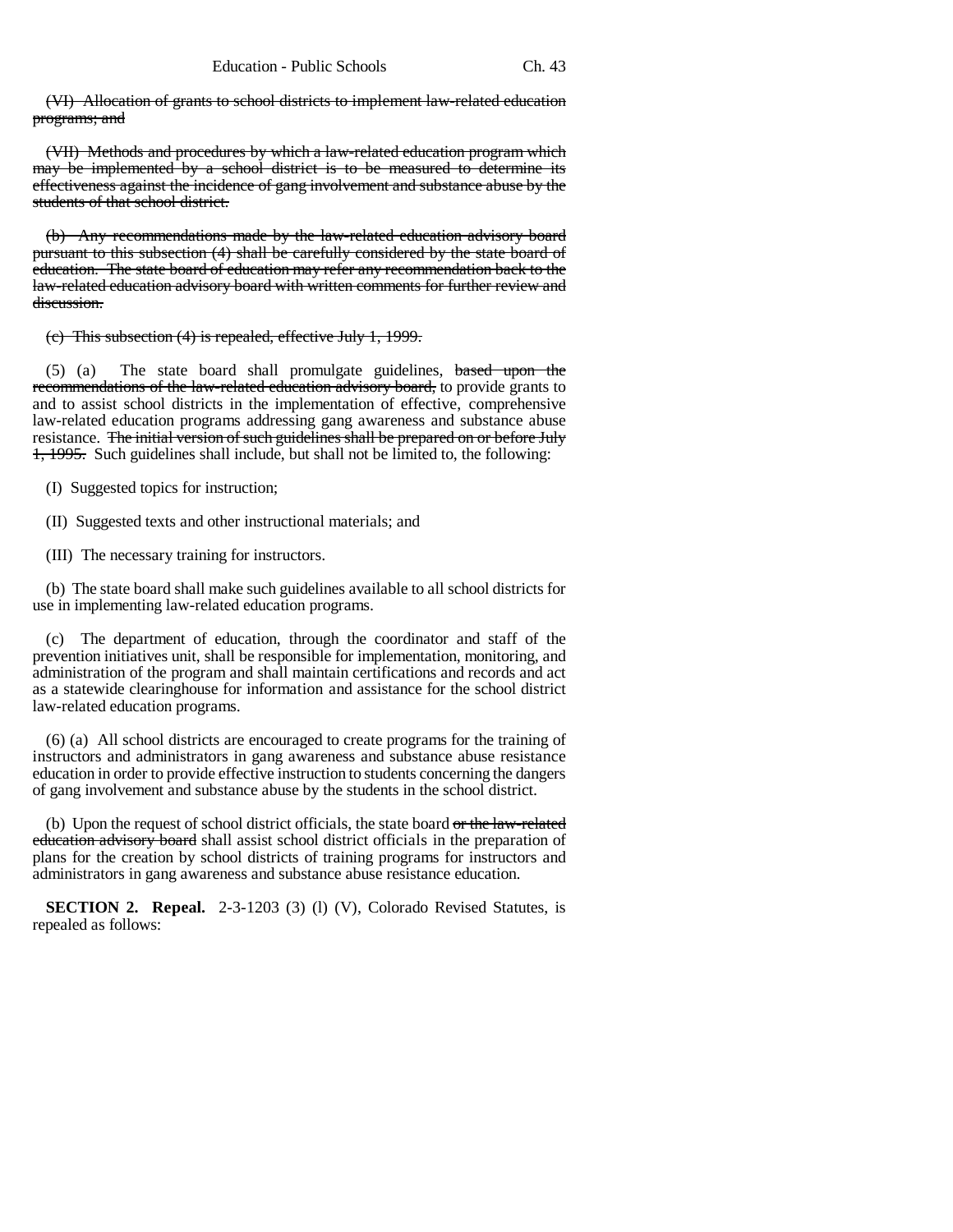(VI) Allocation of grants to school districts to implement law-related education programs; and

(VII) Methods and procedures by which a law-related education program which may be implemented by a school district is to be measured to determine its effectiveness against the incidence of gang involvement and substance abuse by the students of that school district.

(b) Any recommendations made by the law-related education advisory board pursuant to this subsection (4) shall be carefully considered by the state board of education. The state board of education may refer any recommendation back to the law-related education advisory board with written comments for further review and discussion.

(c) This subsection (4) is repealed, effective July 1, 1999.

(5) (a) The state board shall promulgate guidelines, based upon the recommendations of the law-related education advisory board, to provide grants to and to assist school districts in the implementation of effective, comprehensive law-related education programs addressing gang awareness and substance abuse resistance. The initial version of such guidelines shall be prepared on or before July 1, 1995. Such guidelines shall include, but shall not be limited to, the following:

(I) Suggested topics for instruction;

(II) Suggested texts and other instructional materials; and

(III) The necessary training for instructors.

(b) The state board shall make such guidelines available to all school districts for use in implementing law-related education programs.

(c) The department of education, through the coordinator and staff of the prevention initiatives unit, shall be responsible for implementation, monitoring, and administration of the program and shall maintain certifications and records and act as a statewide clearinghouse for information and assistance for the school district law-related education programs.

(6) (a) All school districts are encouraged to create programs for the training of instructors and administrators in gang awareness and substance abuse resistance education in order to provide effective instruction to students concerning the dangers of gang involvement and substance abuse by the students in the school district.

(b) Upon the request of school district officials, the state board or the law-related education advisory board shall assist school district officials in the preparation of plans for the creation by school districts of training programs for instructors and administrators in gang awareness and substance abuse resistance education.

**SECTION 2. Repeal.** 2-3-1203 (3) (l) (V), Colorado Revised Statutes, is repealed as follows: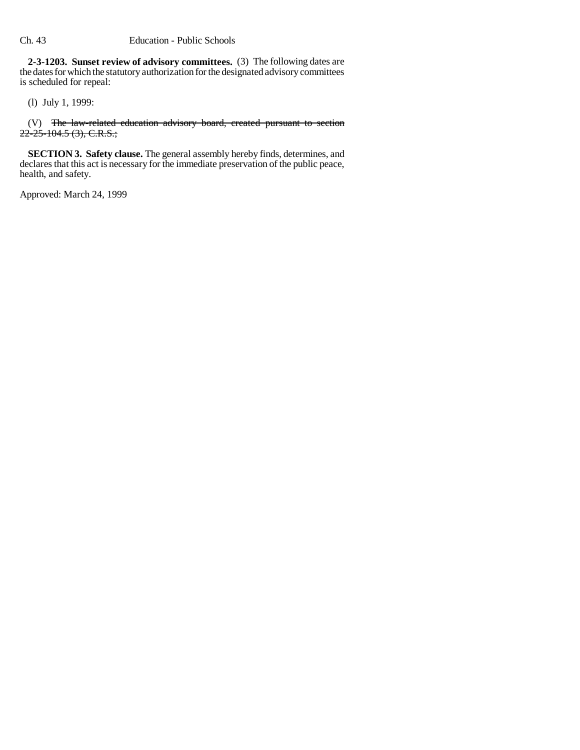**2-3-1203. Sunset review of advisory committees.** (3) The following dates are the dates for which the statutory authorization for the designated advisory committees is scheduled for repeal:

(l) July 1, 1999:

(V) ~~The law-related education advisory board, created pursuant to section 22-25-104.5 (3), C.R.S.;~~

**SECTION 3. Safety clause.** The general assembly hereby finds, determines, and declares that this act is necessary for the immediate preservation of the public peace, health, and safety.

Approved: March 24, 1999